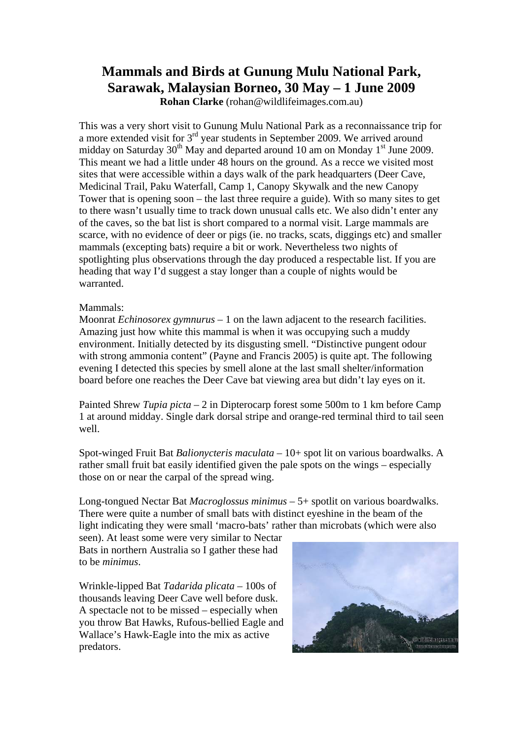# Mammals and Birds at Gunung Mulu National Park, Sarawak, Malaysian Borneo, 30 May – 1 June 2009

**Rohan Clarke** (rohan@wildlifeimages.com.au)

This was a very short visit to Gunung Mulu National Park as a reconnaissance trip for a more extended visit for 3rd year students in September 2009. We arrived around midday on Saturday 30th May and departed around 10 am on Monday 1st June 2009. This meant we had a little under 48 hours on the ground. As a recce we visited most sites that were accessible within a days walk of the park headquarters (Deer Cave, Medicinal Trail, Paku Waterfall, Camp 1, Canopy Skywalk and the new Canopy Tower that is opening soon – the last three require a guide). With so many sites to get to there wasn't usually time to track down unusual calls etc. We also didn't enter any of the caves, so the bat list is short compared to a normal visit. Large mammals are scarce, with no evidence of deer or pigs (ie. no tracks, scats, diggings etc) and smaller mammals (excepting bats) require a bit or work. Nevertheless two nights of spotlighting plus observations through the day produced a respectable list. If you are heading that way I'd suggest a stay longer than a couple of nights would be warranted.

Mammals:

Moonrat *Echinosorex gymnurus* – 1 on the lawn adjacent to the research facilities. Amazing just how white this mammal is when it was occupying such a muddy environment. Initially detected by its disgusting smell. "Distinctive pungent odour with strong ammonia content" (Payne and Francis 2005) is quite apt. The following evening I detected this species by smell alone at the last small shelter/information board before one reaches the Deer Cave bat viewing area but didn't lay eyes on it.

Painted Shrew *Tupia picta* – 2 in Dipterocarp forest some 500m to 1 km before Camp 1 at around midday. Single dark dorsal stripe and orange-red terminal third to tail seen well.

Spot-winged Fruit Bat *Balionycteris maculata* – 10+ spot lit on various boardwalks. A rather small fruit bat easily identified given the pale spots on the wings – especially those on or near the carpal of the spread wing.

Long-tongued Nectar Bat *Macroglossus minimus* – 5+ spotlit on various boardwalks. There were quite a number of small bats with distinct eyeshine in the beam of the light indicating they were small 'macro-bats' rather than microbats (which were also seen). At least some were very similar to Nectar Bats in northern Australia so I gather these had to be *minimus*.

Wrinkle-lipped Bat *Tadarida plicata* – 100s of thousands leaving Deer Cave well before dusk. A spectacle not to be missed – especially when you throw Bat Hawks, Rufous-bellied Eagle and Wallace's Hawk-Eagle into the mix as active predators.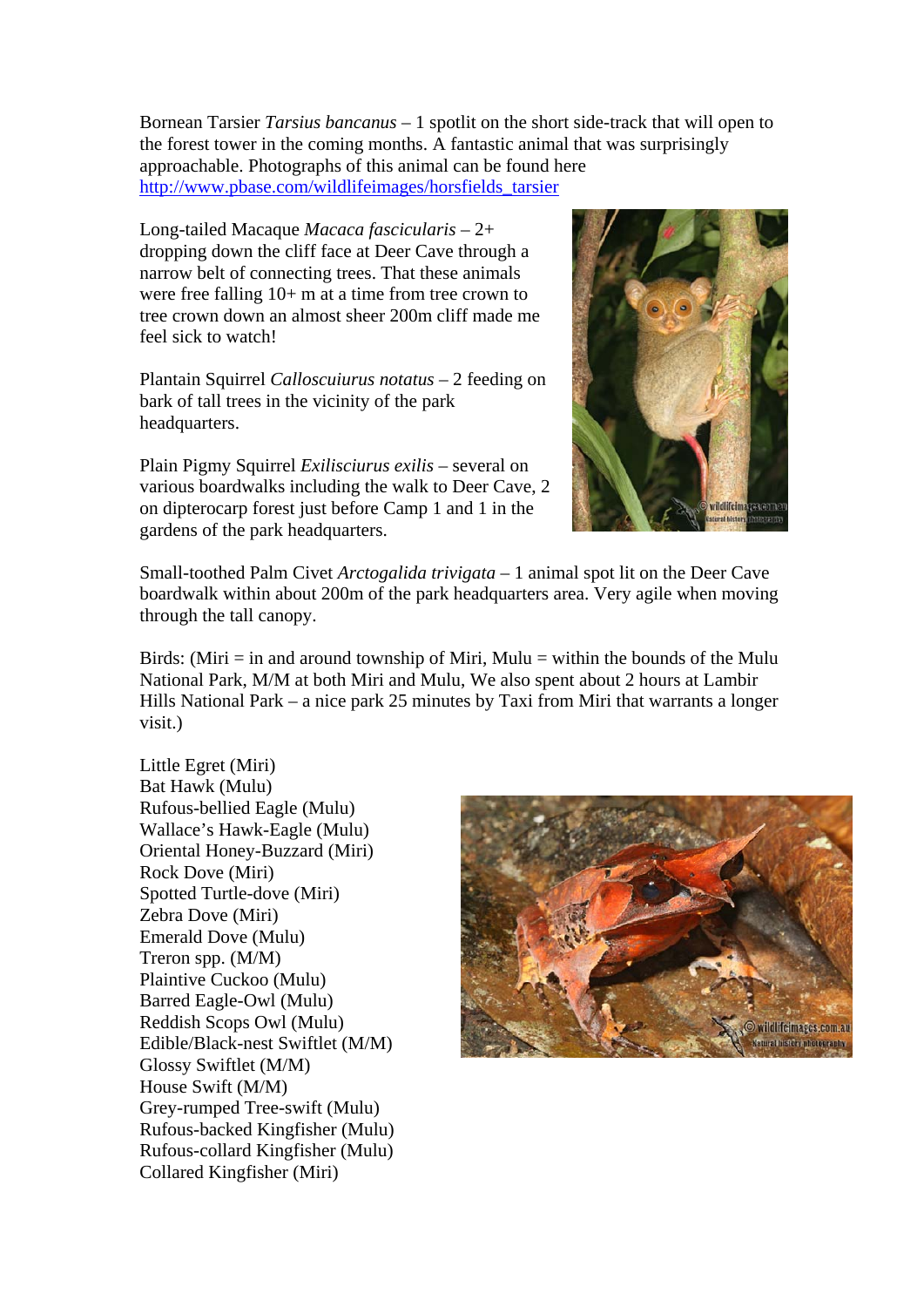Bornean Tarsier *Tarsius bancanus* – 1 spotlit on the short side-track that will open to the forest tower in the coming months. A fantastic animal that was surprisingly approachable. Photographs of this animal can be found here http://www.pbase.com/wildlifeimages/horsfields_tarsier

Long-tailed Macaque *Macaca fascicularis* – 2+ dropping down the cliff face at Deer Cave through a narrow belt of connecting trees. That these animals were free falling 10+ m at a time from tree crown to tree crown down an almost sheer 200m cliff made me feel sick to watch!

Plantain Squirrel *Calloscuiurus notatus* – 2 feeding on bark of tall trees in the vicinity of the park headquarters.

Plain Pigmy Squirrel *Exilisciurus exilis* – several on various boardwalks including the walk to Deer Cave, 2 on dipterocarp forest just before Camp 1 and 1 in the gardens of the park headquarters.

Small-toothed Palm Civet *Arctogalida trivigata* – 1 animal spot lit on the Deer Cave boardwalk within about 200m of the park headquarters area. Very agile when moving through the tall canopy.

Birds: (Miri = in and around township of Miri, Mulu = within the bounds of the Mulu National Park, M/M at both Miri and Mulu, We also spent about 2 hours at Lambir Hills National Park – a nice park 25 minutes by Taxi from Miri that warrants a longer visit.)

Little Egret (Miri)
Bat Hawk (Mulu)
Rufous-bellied Eagle (Mulu)
Wallace's Hawk-Eagle (Mulu)
Oriental Honey-Buzzard (Miri)
Rock Dove (Miri)
Spotted Turtle-dove (Miri)
Zebra Dove (Miri)
Emerald Dove (Mulu)
Treron spp. (M/M)
Plaintive Cuckoo (Mulu)
Barred Eagle-Owl (Mulu)
Reddish Scops Owl (Mulu)
Edible/Black-nest Swiftlet (M/M)
Glossy Swiftlet (M/M)
House Swift (M/M)
Grey-rumped Tree-swift (Mulu)
Rufous-backed Kingfisher (Mulu)
Rufous-collard Kingfisher (Mulu)
Collared Kingfisher (Miri)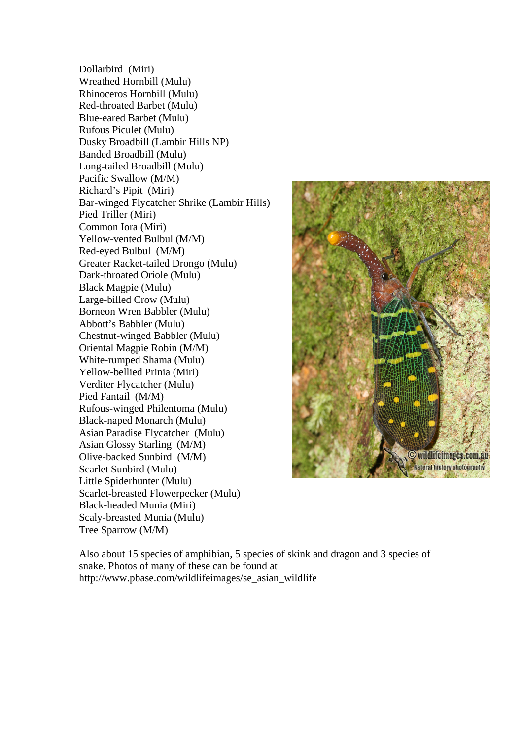Dollarbird (Miri)
Wreathed Hornbill (Mulu)
Rhinoceros Hornbill (Mulu)
Red-throated Barbet (Mulu)
Blue-eared Barbet (Mulu)
Rufous Piculet (Mulu)
Dusky Broadbill (Lambir Hills NP)
Banded Broadbill (Mulu)
Long-tailed Broadbill (Mulu)
Pacific Swallow (M/M)
Richard's Pipit (Miri)
Bar-winged Flycatcher Shrike (Lambir Hills)
Pied Triller (Miri)
Common Iora (Miri)
Yellow-vented Bulbul (M/M)
Red-eyed Bulbul (M/M)
Greater Racket-tailed Drongo (Mulu)
Dark-throated Oriole (Mulu)
Black Magpie (Mulu)
Large-billed Crow (Mulu)
Borneon Wren Babbler (Mulu)
Abbott's Babbler (Mulu)
Chestnut-winged Babbler (Mulu)
Oriental Magpie Robin (M/M)
White-rumped Shama (Mulu)
Yellow-bellied Prinia (Miri)
Verditer Flycatcher (Mulu)
Pied Fantail (M/M)
Rufous-winged Philentoma (Mulu)
Black-naped Monarch (Mulu)
Asian Paradise Flycatcher (Mulu)
Asian Glossy Starling (M/M)
Olive-backed Sunbird (M/M)
Scarlet Sunbird (Mulu)
Little Spiderhunter (Mulu)
Scarlet-breasted Flowerpecker (Mulu)
Black-headed Munia (Miri)
Scaly-breasted Munia (Mulu)
Tree Sparrow (M/M)

Also about 15 species of amphibian, 5 species of skink and dragon and 3 species of snake. Photos of many of these can be found at http://www.pbase.com/wildlifeimages/se_asian_wildlife